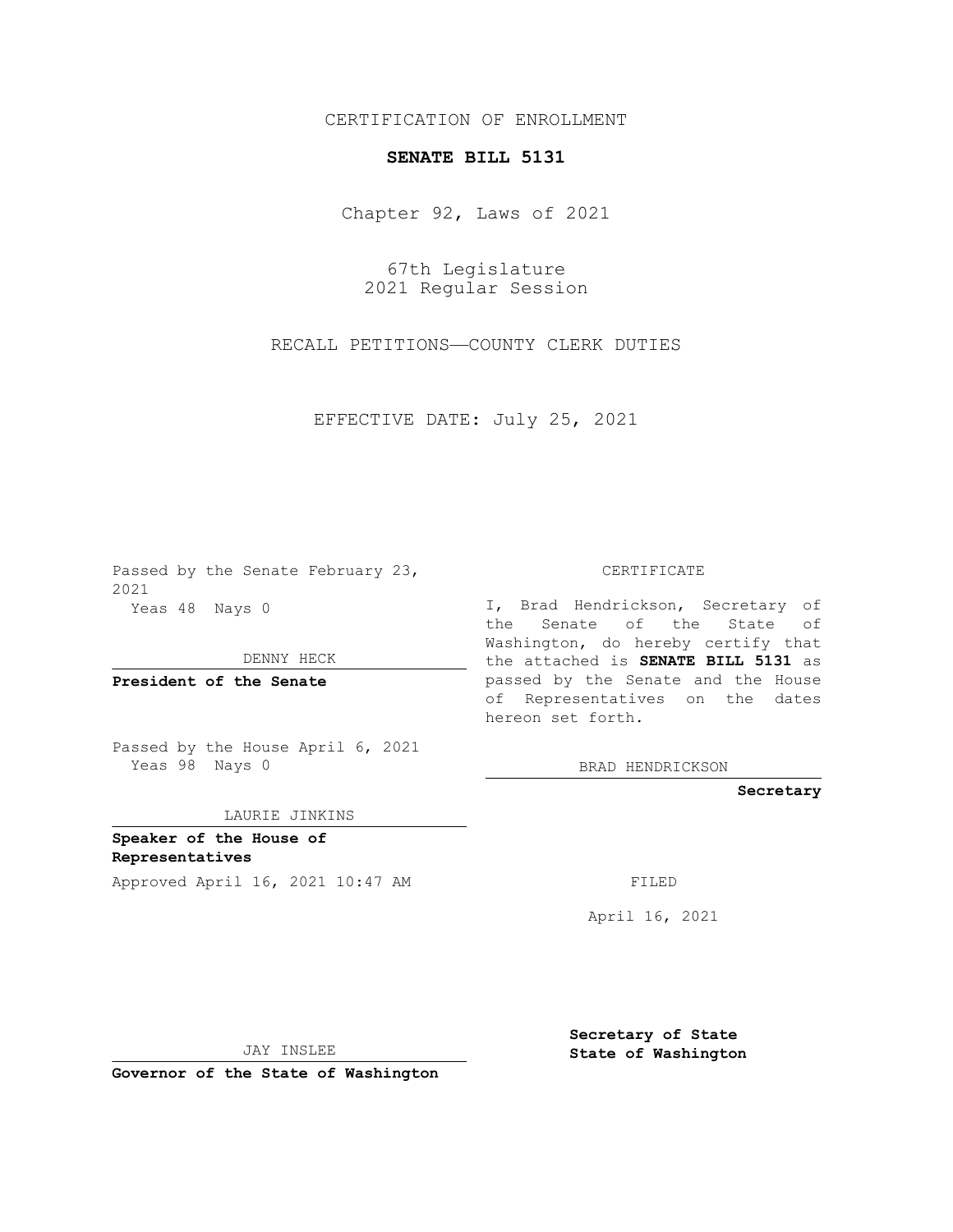CERTIFICATION OF ENROLLMENT

**SENATE BILL 5131**

Chapter 92, Laws of 2021

67th Legislature
2021 Regular Session

RECALL PETITIONS—COUNTY CLERK DUTIES

EFFECTIVE DATE: July 25, 2021

Passed by the Senate February 23, 2021
Yeas 48 Nays 0

DENNY HECK

**President of the Senate**

Passed by the House April 6, 2021
Yeas 98 Nays 0

LAURIE JINKINS

**Speaker of the House of Representatives**

Approved April 16, 2021 10:47 AM

JAY INSLEE

**Governor of the State of Washington**

CERTIFICATE

I, Brad Hendrickson, Secretary of the Senate of the State of Washington, do hereby certify that the attached is **SENATE BILL 5131** as passed by the Senate and the House of Representatives on the dates hereon set forth.

BRAD HENDRICKSON

**Secretary**

FILED

April 16, 2021

**Secretary of State**
**State of Washington**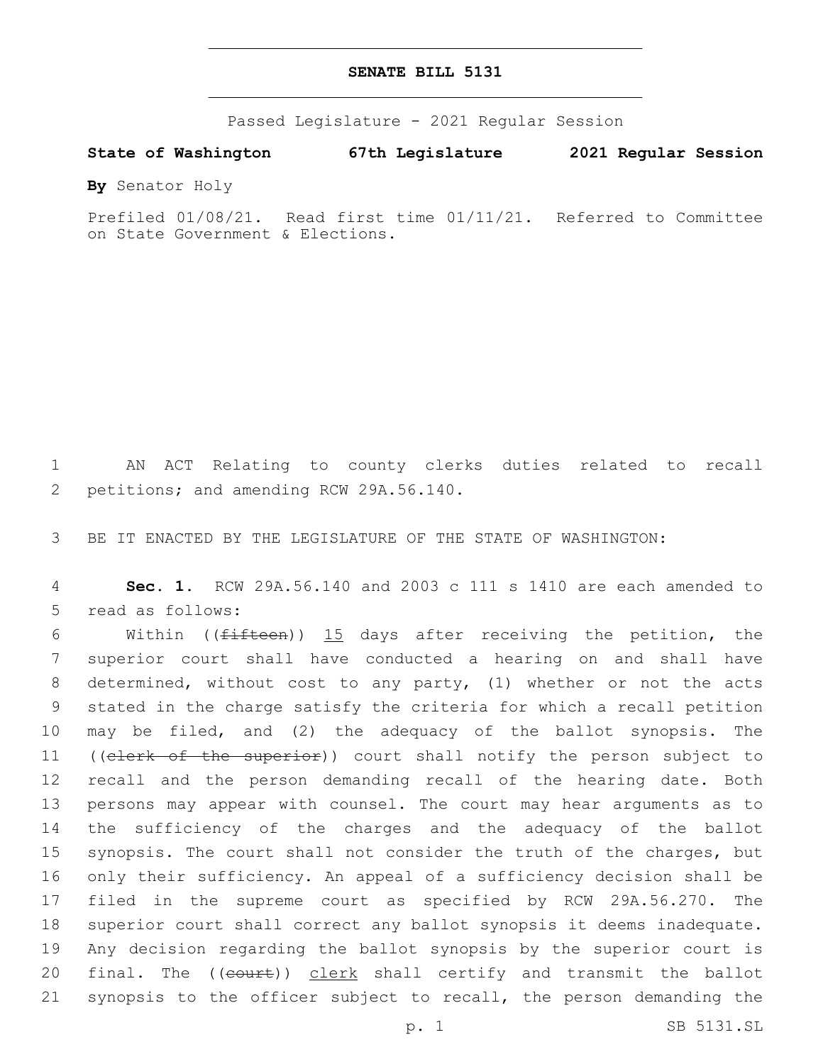# SENATE BILL 5131

Passed Legislature - 2021 Regular Session

**State of Washington 67th Legislature 2021 Regular Session**

**By** Senator Holy

Prefiled 01/08/21. Read first time 01/11/21. Referred to Committee on State Government & Elections.

1 AN ACT Relating to county clerks duties related to recall
2 petitions; and amending RCW 29A.56.140.

3 BE IT ENACTED BY THE LEGISLATURE OF THE STATE OF WASHINGTON:

4 **Sec. 1.** RCW 29A.56.140 and 2003 c 111 s 1410 are each amended to
5 read as follows:

6 Within ((~~fifteen~~)) 15 days after receiving the petition, the
7 superior court shall have conducted a hearing on and shall have
8 determined, without cost to any party, (1) whether or not the acts
9 stated in the charge satisfy the criteria for which a recall petition
10 may be filed, and (2) the adequacy of the ballot synopsis. The
11 ((~~clerk of the superior~~)) court shall notify the person subject to
12 recall and the person demanding recall of the hearing date. Both
13 persons may appear with counsel. The court may hear arguments as to
14 the sufficiency of the charges and the adequacy of the ballot
15 synopsis. The court shall not consider the truth of the charges, but
16 only their sufficiency. An appeal of a sufficiency decision shall be
17 filed in the supreme court as specified by RCW 29A.56.270. The
18 superior court shall correct any ballot synopsis it deems inadequate.
19 Any decision regarding the ballot synopsis by the superior court is
20 final. The ((~~court~~)) clerk shall certify and transmit the ballot
21 synopsis to the officer subject to recall, the person demanding the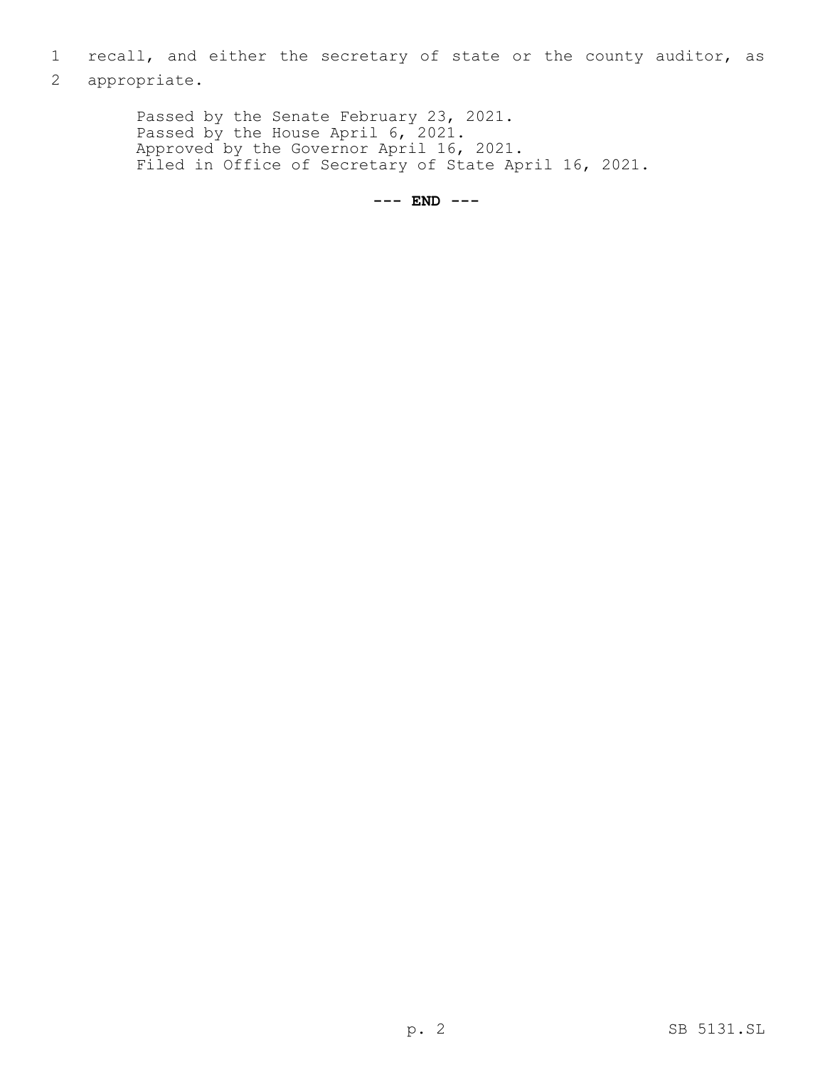recall, and either the secretary of state or the county auditor, as appropriate.

Passed by the Senate February 23, 2021.
Passed by the House April 6, 2021.
Approved by the Governor April 16, 2021.
Filed in Office of Secretary of State April 16, 2021.

**--- END ---**